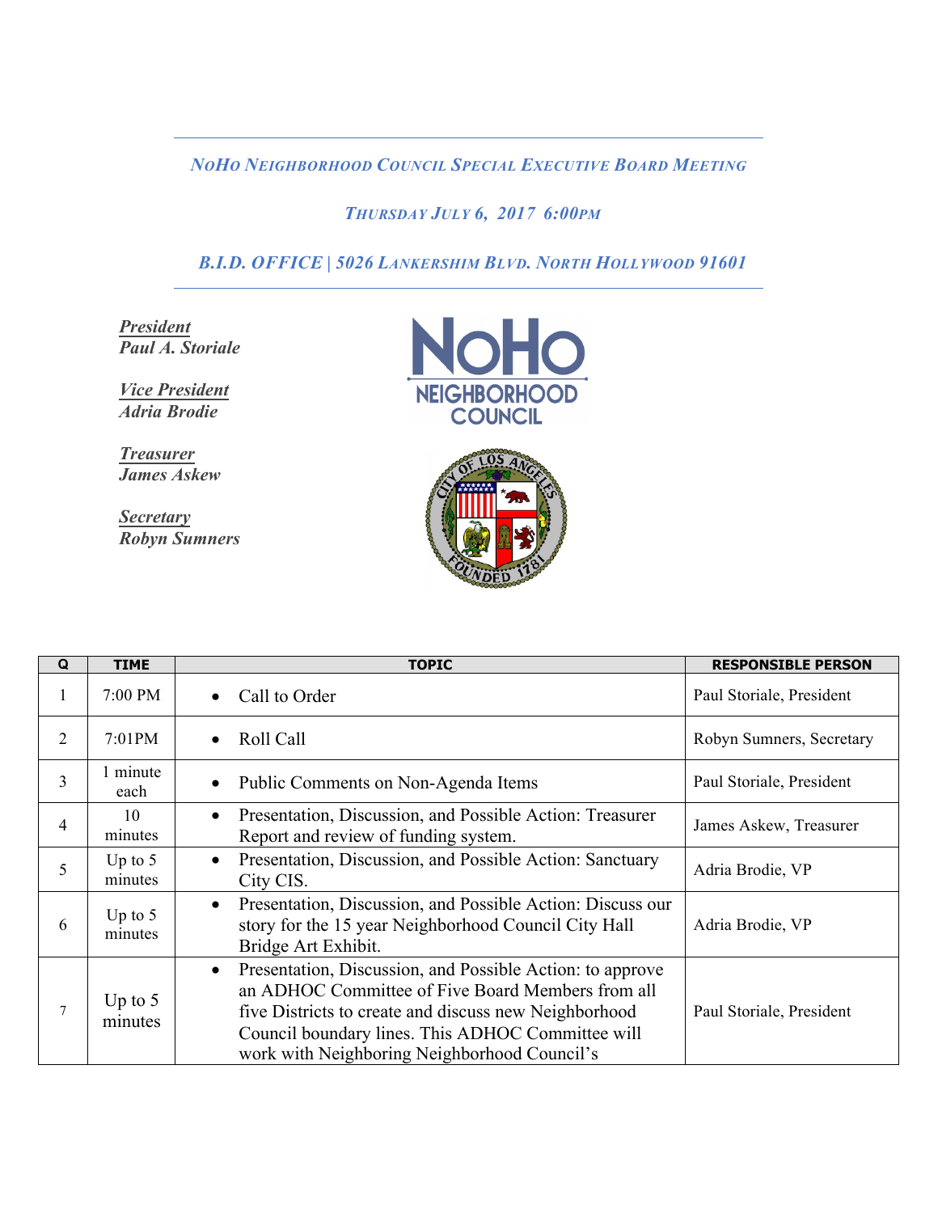### *NoHo Neighborhood Council Special Executive Board Meeting*

### *Thursday July 6, 2017 6:00pm*

### *B.I.D. OFFICE | 5026 Lankershim Blvd. North Hollywood 91601*

***President***
***Paul A. Storiale***

***Vice President***
***Adria Brodie***

***Treasurer***
***James Askew***

***Secretary***
***Robyn Sumners***

| Q | TIME | TOPIC | RESPONSIBLE PERSON |
|---|---|---|---|
| 1 | 7:00 PM | • Call to Order | Paul Storiale, President |
| 2 | 7:01PM | • Roll Call | Robyn Sumners, Secretary |
| 3 | 1 minute each | • Public Comments on Non-Agenda Items | Paul Storiale, President |
| 4 | 10 minutes | • Presentation, Discussion, and Possible Action: Treasurer Report and review of funding system. | James Askew, Treasurer |
| 5 | Up to 5 minutes | • Presentation, Discussion, and Possible Action: Sanctuary City CIS. | Adria Brodie, VP |
| 6 | Up to 5 minutes | • Presentation, Discussion, and Possible Action: Discuss our story for the 15 year Neighborhood Council City Hall Bridge Art Exhibit. | Adria Brodie, VP |
| 7 | Up to 5 minutes | • Presentation, Discussion, and Possible Action: to approve an ADHOC Committee of Five Board Members from all five Districts to create and discuss new Neighborhood Council boundary lines. This ADHOC Committee will work with Neighboring Neighborhood Council's | Paul Storiale, President |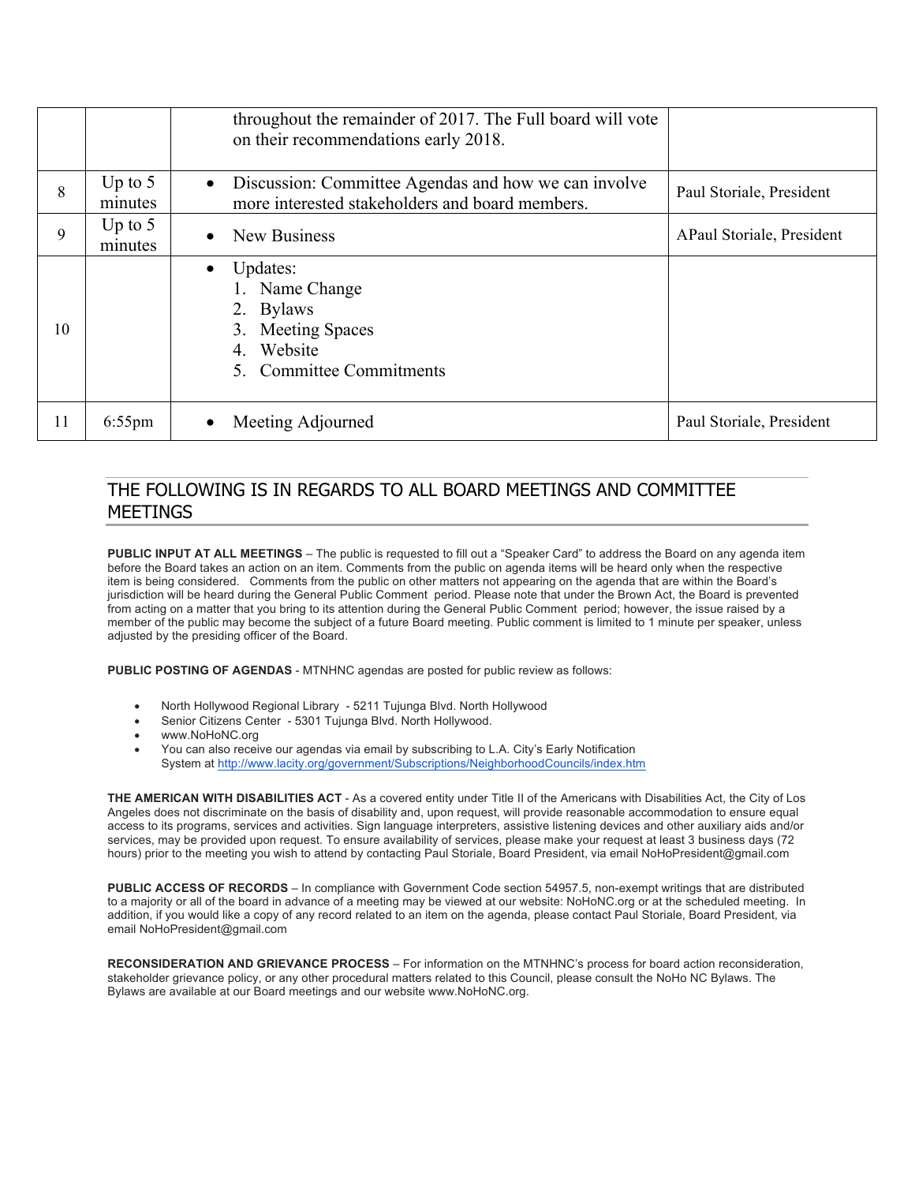| | | | |
|---|---|---|---|
| | | throughout the remainder of 2017. The Full board will vote on their recommendations early 2018. | |
| 8 | Up to 5 minutes | • Discussion: Committee Agendas and how we can involve more interested stakeholders and board members. | Paul Storiale, President |
| 9 | Up to 5 minutes | • New Business | APaul Storiale, President |
| 10 | | • Updates:<br>1. Name Change<br>2. Bylaws<br>3. Meeting Spaces<br>4. Website<br>5. Committee Commitments | |
| 11 | 6:55pm | • Meeting Adjourned | Paul Storiale, President |

## THE FOLLOWING IS IN REGARDS TO ALL BOARD MEETINGS AND COMMITTEE MEETINGS

**PUBLIC INPUT AT ALL MEETINGS** – The public is requested to fill out a "Speaker Card" to address the Board on any agenda item before the Board takes an action on an item. Comments from the public on agenda items will be heard only when the respective item is being considered. Comments from the public on other matters not appearing on the agenda that are within the Board's jurisdiction will be heard during the General Public Comment period. Please note that under the Brown Act, the Board is prevented from acting on a matter that you bring to its attention during the General Public Comment period; however, the issue raised by a member of the public may become the subject of a future Board meeting. Public comment is limited to 1 minute per speaker, unless adjusted by the presiding officer of the Board.

**PUBLIC POSTING OF AGENDAS** - MTNHNC agendas are posted for public review as follows:

- North Hollywood Regional Library - 5211 Tujunga Blvd. North Hollywood
- Senior Citizens Center - 5301 Tujunga Blvd. North Hollywood.
- www.NoHoNC.org
- You can also receive our agendas via email by subscribing to L.A. City's Early Notification System at http://www.lacity.org/government/Subscriptions/NeighborhoodCouncils/index.htm

**THE AMERICAN WITH DISABILITIES ACT** - As a covered entity under Title II of the Americans with Disabilities Act, the City of Los Angeles does not discriminate on the basis of disability and, upon request, will provide reasonable accommodation to ensure equal access to its programs, services and activities. Sign language interpreters, assistive listening devices and other auxiliary aids and/or services, may be provided upon request. To ensure availability of services, please make your request at least 3 business days (72 hours) prior to the meeting you wish to attend by contacting Paul Storiale, Board President, via email NoHoPresident@gmail.com

**PUBLIC ACCESS OF RECORDS** – In compliance with Government Code section 54957.5, non-exempt writings that are distributed to a majority or all of the board in advance of a meeting may be viewed at our website: NoHoNC.org or at the scheduled meeting. In addition, if you would like a copy of any record related to an item on the agenda, please contact Paul Storiale, Board President, via email NoHoPresident@gmail.com

**RECONSIDERATION AND GRIEVANCE PROCESS** – For information on the MTNHNC's process for board action reconsideration, stakeholder grievance policy, or any other procedural matters related to this Council, please consult the NoHo NC Bylaws. The Bylaws are available at our Board meetings and our website www.NoHoNC.org.